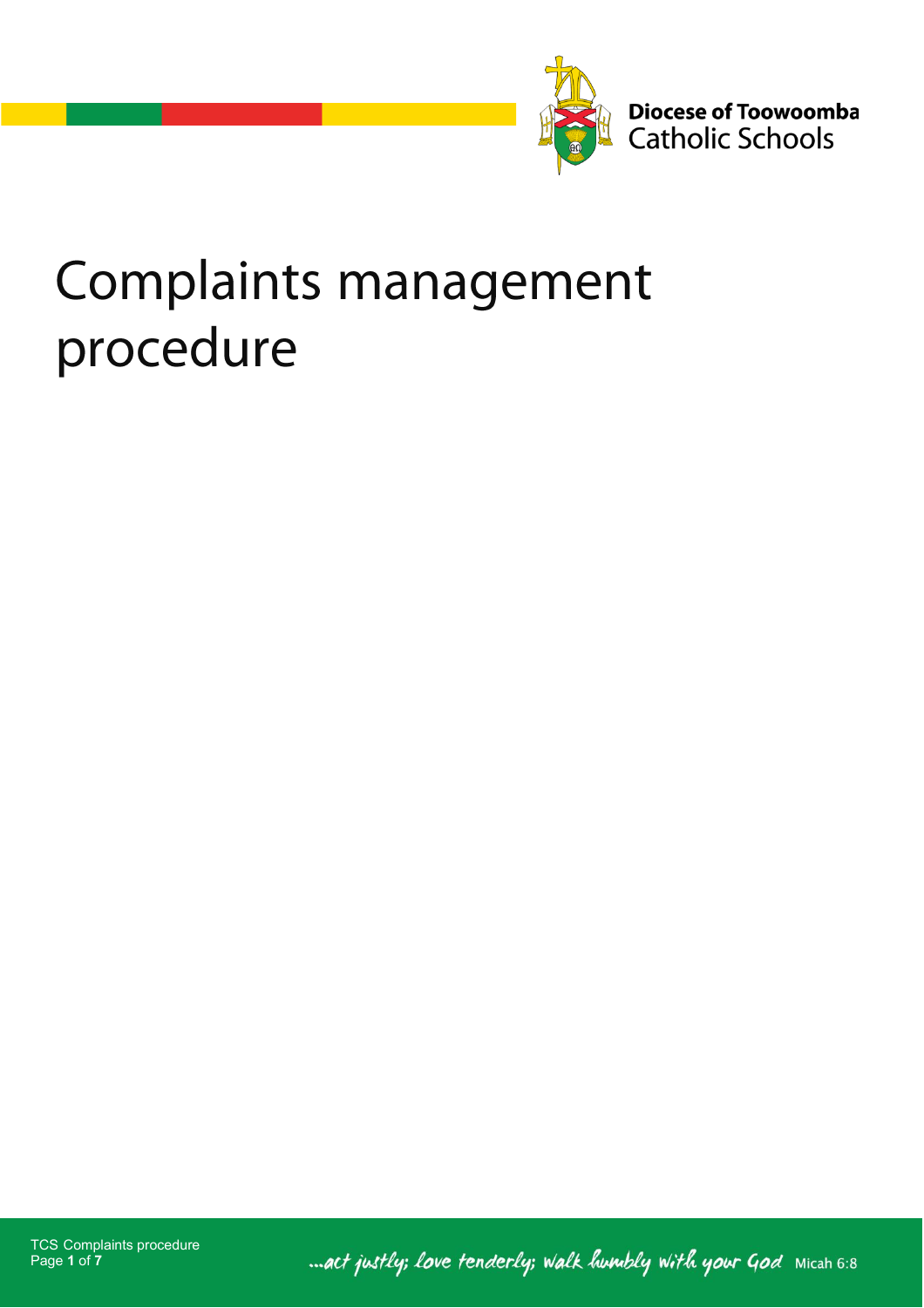Diocese of Toowoomba Catholic Schools

# Complaints management procedure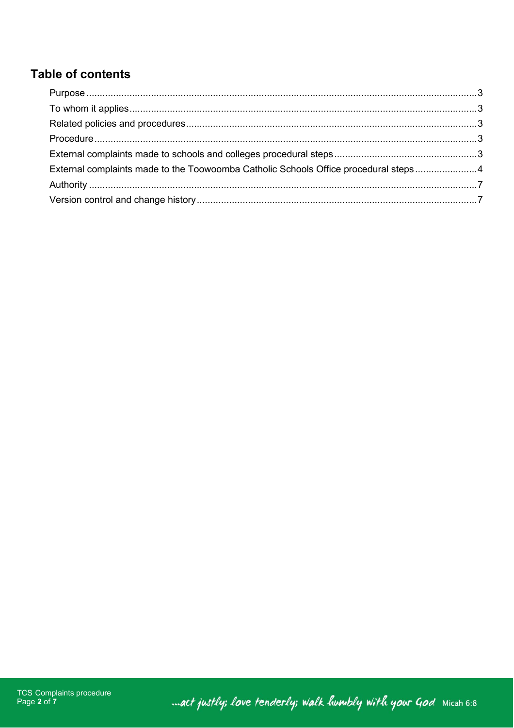## Table of contents

| | |
|---|---|
| Purpose | 3 |
| To whom it applies | 3 |
| Related policies and procedures | 3 |
| Procedure | 3 |
| External complaints made to schools and colleges procedural steps | 3 |
| External complaints made to the Toowoomba Catholic Schools Office procedural steps | 4 |
| Authority | 7 |
| Version control and change history | 7 |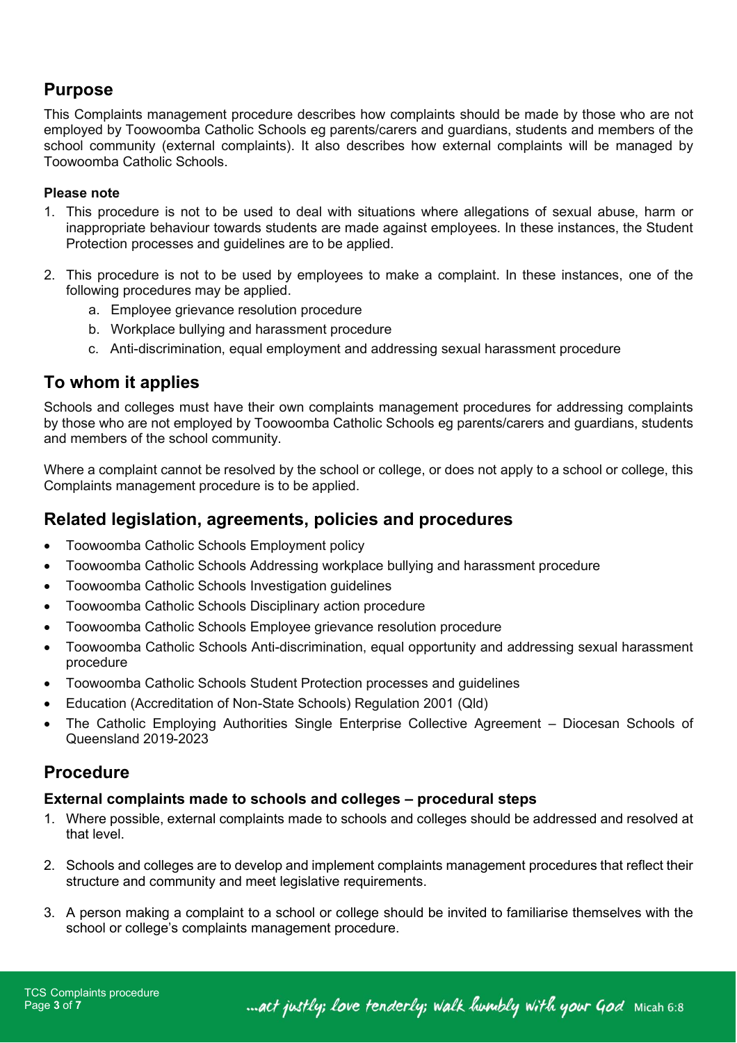## Purpose

This Complaints management procedure describes how complaints should be made by those who are not employed by Toowoomba Catholic Schools eg parents/carers and guardians, students and members of the school community (external complaints). It also describes how external complaints will be managed by Toowoomba Catholic Schools.

**Please note**

1. This procedure is not to be used to deal with situations where allegations of sexual abuse, harm or inappropriate behaviour towards students are made against employees. In these instances, the Student Protection processes and guidelines are to be applied.

2. This procedure is not to be used by employees to make a complaint. In these instances, one of the following procedures may be applied.
   a. Employee grievance resolution procedure
   b. Workplace bullying and harassment procedure
   c. Anti-discrimination, equal employment and addressing sexual harassment procedure

## To whom it applies

Schools and colleges must have their own complaints management procedures for addressing complaints by those who are not employed by Toowoomba Catholic Schools eg parents/carers and guardians, students and members of the school community.

Where a complaint cannot be resolved by the school or college, or does not apply to a school or college, this Complaints management procedure is to be applied.

## Related legislation, agreements, policies and procedures

- Toowoomba Catholic Schools Employment policy
- Toowoomba Catholic Schools Addressing workplace bullying and harassment procedure
- Toowoomba Catholic Schools Investigation guidelines
- Toowoomba Catholic Schools Disciplinary action procedure
- Toowoomba Catholic Schools Employee grievance resolution procedure
- Toowoomba Catholic Schools Anti-discrimination, equal opportunity and addressing sexual harassment procedure
- Toowoomba Catholic Schools Student Protection processes and guidelines
- Education (Accreditation of Non-State Schools) Regulation 2001 (Qld)
- The Catholic Employing Authorities Single Enterprise Collective Agreement – Diocesan Schools of Queensland 2019-2023

## Procedure

### External complaints made to schools and colleges – procedural steps

1. Where possible, external complaints made to schools and colleges should be addressed and resolved at that level.

2. Schools and colleges are to develop and implement complaints management procedures that reflect their structure and community and meet legislative requirements.

3. A person making a complaint to a school or college should be invited to familiarise themselves with the school or college's complaints management procedure.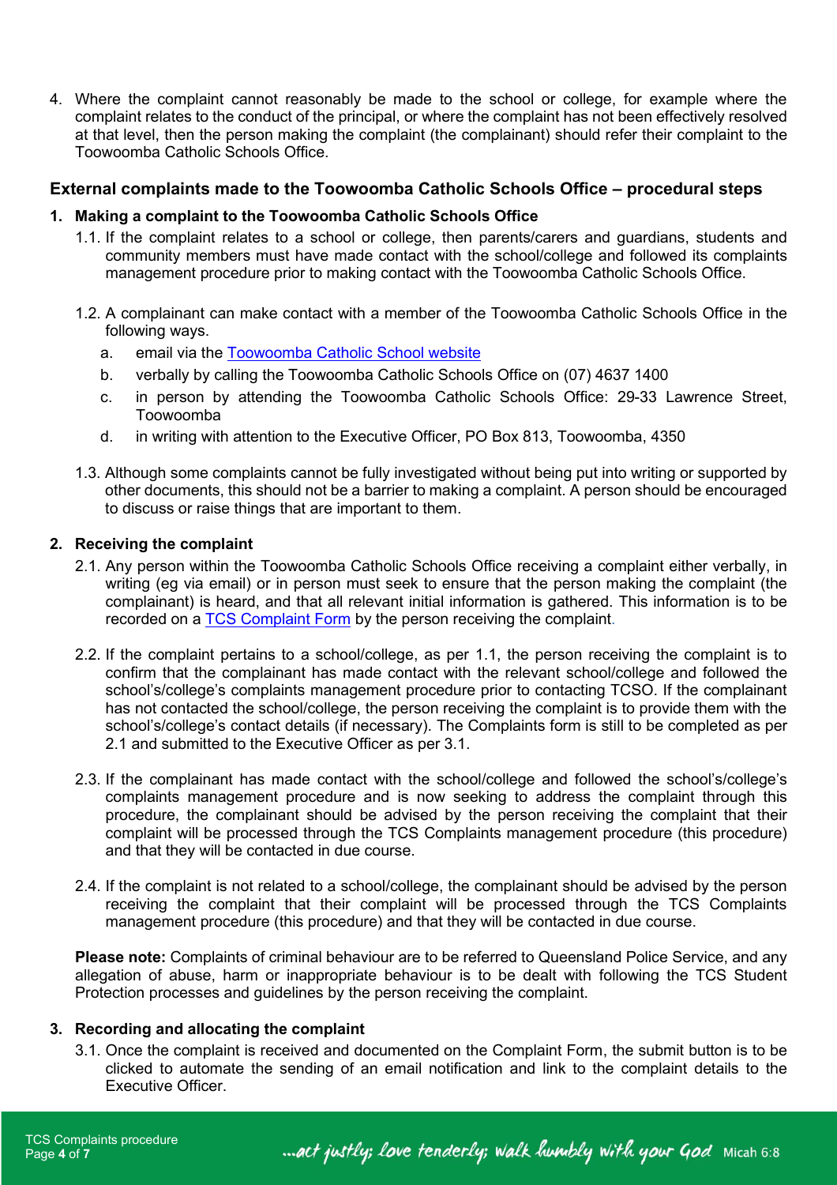4. Where the complaint cannot reasonably be made to the school or college, for example where the complaint relates to the conduct of the principal, or where the complaint has not been effectively resolved at that level, then the person making the complaint (the complainant) should refer their complaint to the Toowoomba Catholic Schools Office.

## External complaints made to the Toowoomba Catholic Schools Office – procedural steps

### 1. Making a complaint to the Toowoomba Catholic Schools Office

1.1. If the complaint relates to a school or college, then parents/carers and guardians, students and community members must have made contact with the school/college and followed its complaints management procedure prior to making contact with the Toowoomba Catholic Schools Office.

1.2. A complainant can make contact with a member of the Toowoomba Catholic Schools Office in the following ways.

a. email via the Toowoomba Catholic School website
b. verbally by calling the Toowoomba Catholic Schools Office on (07) 4637 1400
c. in person by attending the Toowoomba Catholic Schools Office: 29-33 Lawrence Street, Toowoomba
d. in writing with attention to the Executive Officer, PO Box 813, Toowoomba, 4350

1.3. Although some complaints cannot be fully investigated without being put into writing or supported by other documents, this should not be a barrier to making a complaint. A person should be encouraged to discuss or raise things that are important to them.

### 2. Receiving the complaint

2.1. Any person within the Toowoomba Catholic Schools Office receiving a complaint either verbally, in writing (eg via email) or in person must seek to ensure that the person making the complaint (the complainant) is heard, and that all relevant initial information is gathered. This information is to be recorded on a TCS Complaint Form by the person receiving the complaint.

2.2. If the complaint pertains to a school/college, as per 1.1, the person receiving the complaint is to confirm that the complainant has made contact with the relevant school/college and followed the school's/college's complaints management procedure prior to contacting TCSO. If the complainant has not contacted the school/college, the person receiving the complaint is to provide them with the school's/college's contact details (if necessary). The Complaints form is still to be completed as per 2.1 and submitted to the Executive Officer as per 3.1.

2.3. If the complainant has made contact with the school/college and followed the school's/college's complaints management procedure and is now seeking to address the complaint through this procedure, the complainant should be advised by the person receiving the complaint that their complaint will be processed through the TCS Complaints management procedure (this procedure) and that they will be contacted in due course.

2.4. If the complaint is not related to a school/college, the complainant should be advised by the person receiving the complaint that their complaint will be processed through the TCS Complaints management procedure (this procedure) and that they will be contacted in due course.

**Please note:** Complaints of criminal behaviour are to be referred to Queensland Police Service, and any allegation of abuse, harm or inappropriate behaviour is to be dealt with following the TCS Student Protection processes and guidelines by the person receiving the complaint.

### 3. Recording and allocating the complaint

3.1. Once the complaint is received and documented on the Complaint Form, the submit button is to be clicked to automate the sending of an email notification and link to the complaint details to the Executive Officer.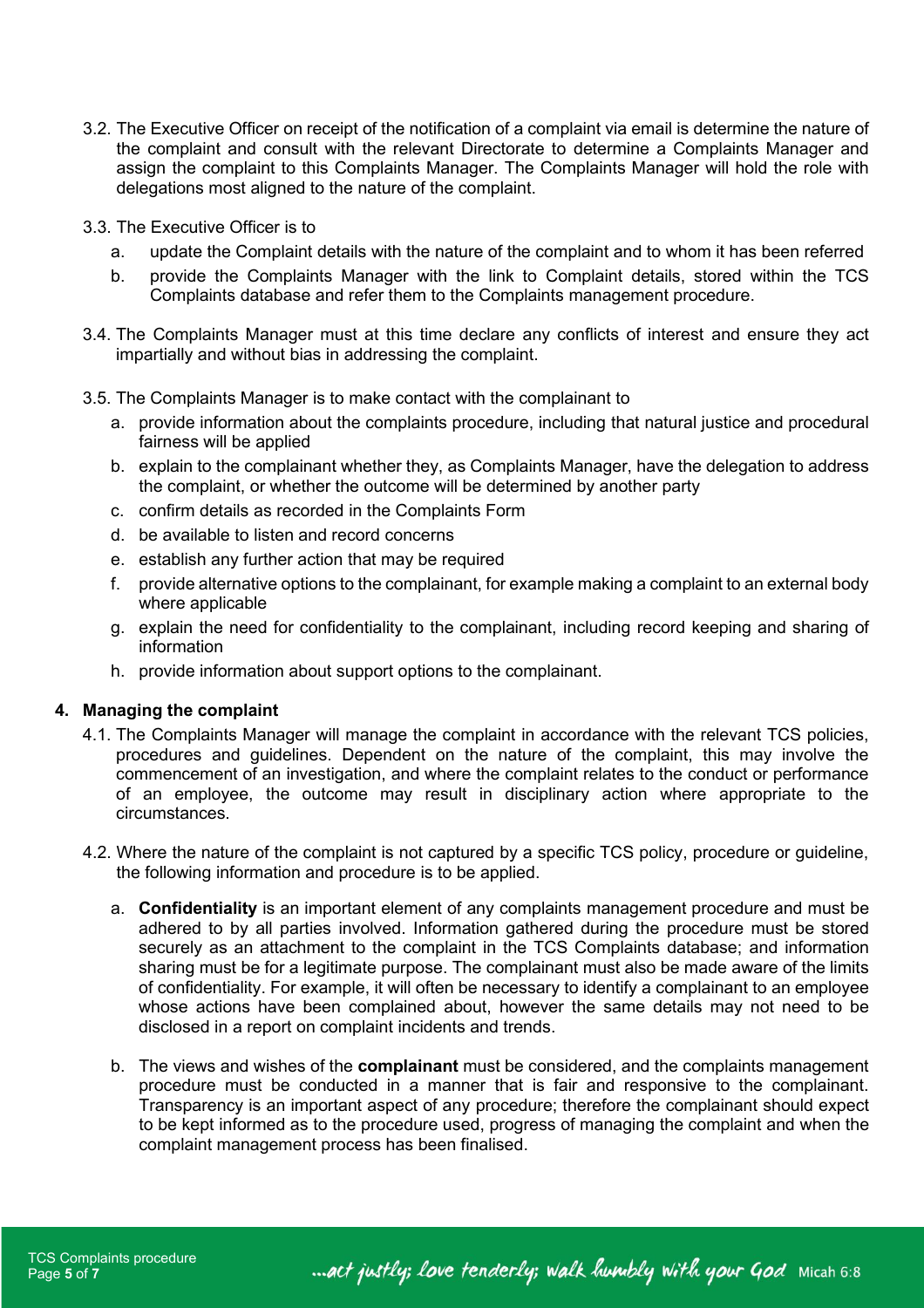3.2. The Executive Officer on receipt of the notification of a complaint via email is determine the nature of the complaint and consult with the relevant Directorate to determine a Complaints Manager and assign the complaint to this Complaints Manager. The Complaints Manager will hold the role with delegations most aligned to the nature of the complaint.

3.3. The Executive Officer is to

a. update the Complaint details with the nature of the complaint and to whom it has been referred

b. provide the Complaints Manager with the link to Complaint details, stored within the TCS Complaints database and refer them to the Complaints management procedure.

3.4. The Complaints Manager must at this time declare any conflicts of interest and ensure they act impartially and without bias in addressing the complaint.

3.5. The Complaints Manager is to make contact with the complainant to

a. provide information about the complaints procedure, including that natural justice and procedural fairness will be applied

b. explain to the complainant whether they, as Complaints Manager, have the delegation to address the complaint, or whether the outcome will be determined by another party

c. confirm details as recorded in the Complaints Form

d. be available to listen and record concerns

e. establish any further action that may be required

f. provide alternative options to the complainant, for example making a complaint to an external body where applicable

g. explain the need for confidentiality to the complainant, including record keeping and sharing of information

h. provide information about support options to the complainant.

## 4. Managing the complaint

4.1. The Complaints Manager will manage the complaint in accordance with the relevant TCS policies, procedures and guidelines. Dependent on the nature of the complaint, this may involve the commencement of an investigation, and where the complaint relates to the conduct or performance of an employee, the outcome may result in disciplinary action where appropriate to the circumstances.

4.2. Where the nature of the complaint is not captured by a specific TCS policy, procedure or guideline, the following information and procedure is to be applied.

a. **Confidentiality** is an important element of any complaints management procedure and must be adhered to by all parties involved. Information gathered during the procedure must be stored securely as an attachment to the complaint in the TCS Complaints database; and information sharing must be for a legitimate purpose. The complainant must also be made aware of the limits of confidentiality. For example, it will often be necessary to identify a complainant to an employee whose actions have been complained about, however the same details may not need to be disclosed in a report on complaint incidents and trends.

b. The views and wishes of the **complainant** must be considered, and the complaints management procedure must be conducted in a manner that is fair and responsive to the complainant. Transparency is an important aspect of any procedure; therefore the complainant should expect to be kept informed as to the procedure used, progress of managing the complaint and when the complaint management process has been finalised.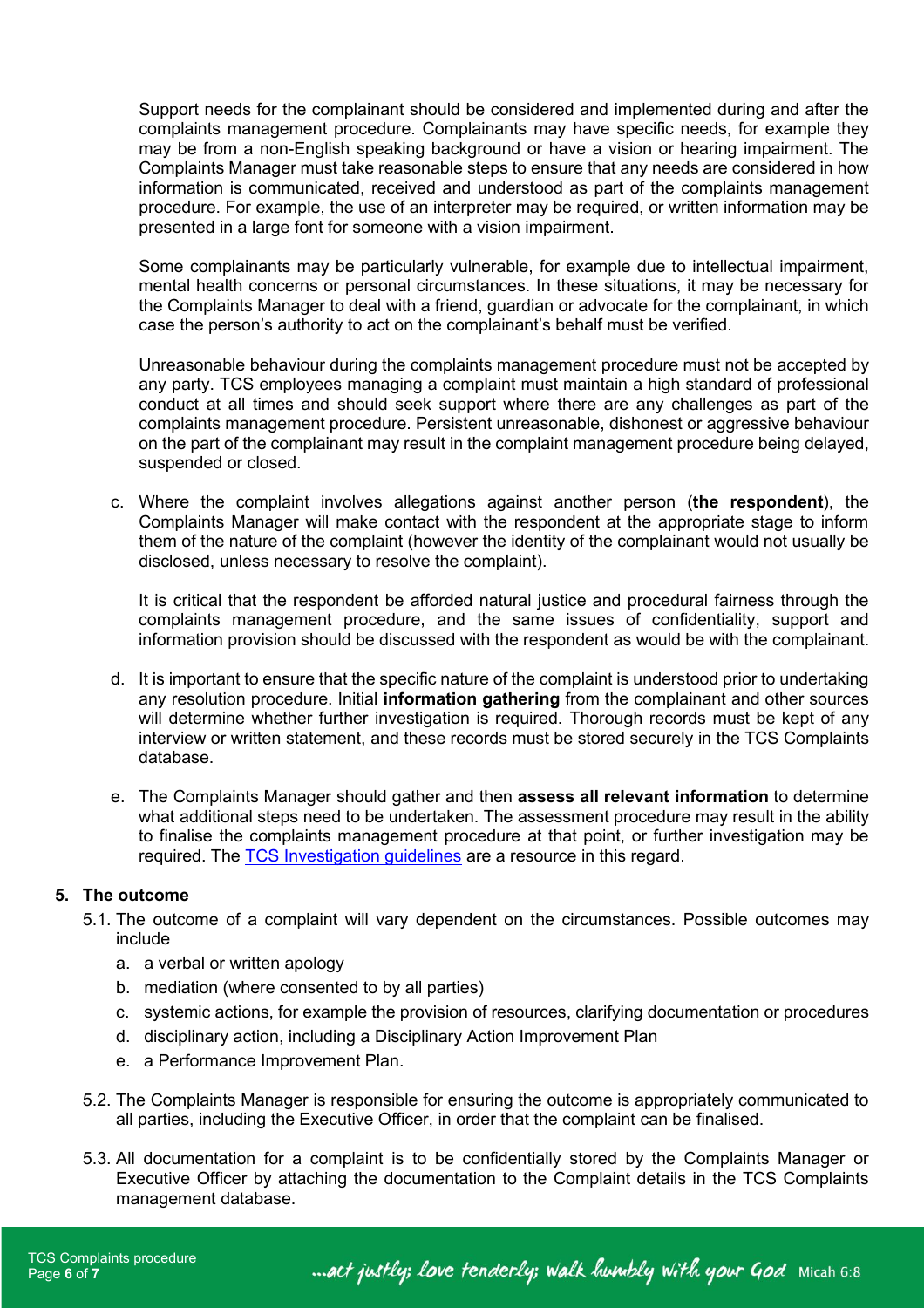Support needs for the complainant should be considered and implemented during and after the complaints management procedure. Complainants may have specific needs, for example they may be from a non-English speaking background or have a vision or hearing impairment. The Complaints Manager must take reasonable steps to ensure that any needs are considered in how information is communicated, received and understood as part of the complaints management procedure. For example, the use of an interpreter may be required, or written information may be presented in a large font for someone with a vision impairment.

Some complainants may be particularly vulnerable, for example due to intellectual impairment, mental health concerns or personal circumstances. In these situations, it may be necessary for the Complaints Manager to deal with a friend, guardian or advocate for the complainant, in which case the person's authority to act on the complainant's behalf must be verified.

Unreasonable behaviour during the complaints management procedure must not be accepted by any party. TCS employees managing a complaint must maintain a high standard of professional conduct at all times and should seek support where there are any challenges as part of the complaints management procedure. Persistent unreasonable, dishonest or aggressive behaviour on the part of the complainant may result in the complaint management procedure being delayed, suspended or closed.

c. Where the complaint involves allegations against another person (**the respondent**), the Complaints Manager will make contact with the respondent at the appropriate stage to inform them of the nature of the complaint (however the identity of the complainant would not usually be disclosed, unless necessary to resolve the complaint).

   It is critical that the respondent be afforded natural justice and procedural fairness through the complaints management procedure, and the same issues of confidentiality, support and information provision should be discussed with the respondent as would be with the complainant.

d. It is important to ensure that the specific nature of the complaint is understood prior to undertaking any resolution procedure. Initial **information gathering** from the complainant and other sources will determine whether further investigation is required. Thorough records must be kept of any interview or written statement, and these records must be stored securely in the TCS Complaints database.

e. The Complaints Manager should gather and then **assess all relevant information** to determine what additional steps need to be undertaken. The assessment procedure may result in the ability to finalise the complaints management procedure at that point, or further investigation may be required. The TCS Investigation guidelines are a resource in this regard.

## 5. The outcome

5.1. The outcome of a complaint will vary dependent on the circumstances. Possible outcomes may include

   a. a verbal or written apology
   b. mediation (where consented to by all parties)
   c. systemic actions, for example the provision of resources, clarifying documentation or procedures
   d. disciplinary action, including a Disciplinary Action Improvement Plan
   e. a Performance Improvement Plan.

5.2. The Complaints Manager is responsible for ensuring the outcome is appropriately communicated to all parties, including the Executive Officer, in order that the complaint can be finalised.

5.3. All documentation for a complaint is to be confidentially stored by the Complaints Manager or Executive Officer by attaching the documentation to the Complaint details in the TCS Complaints management database.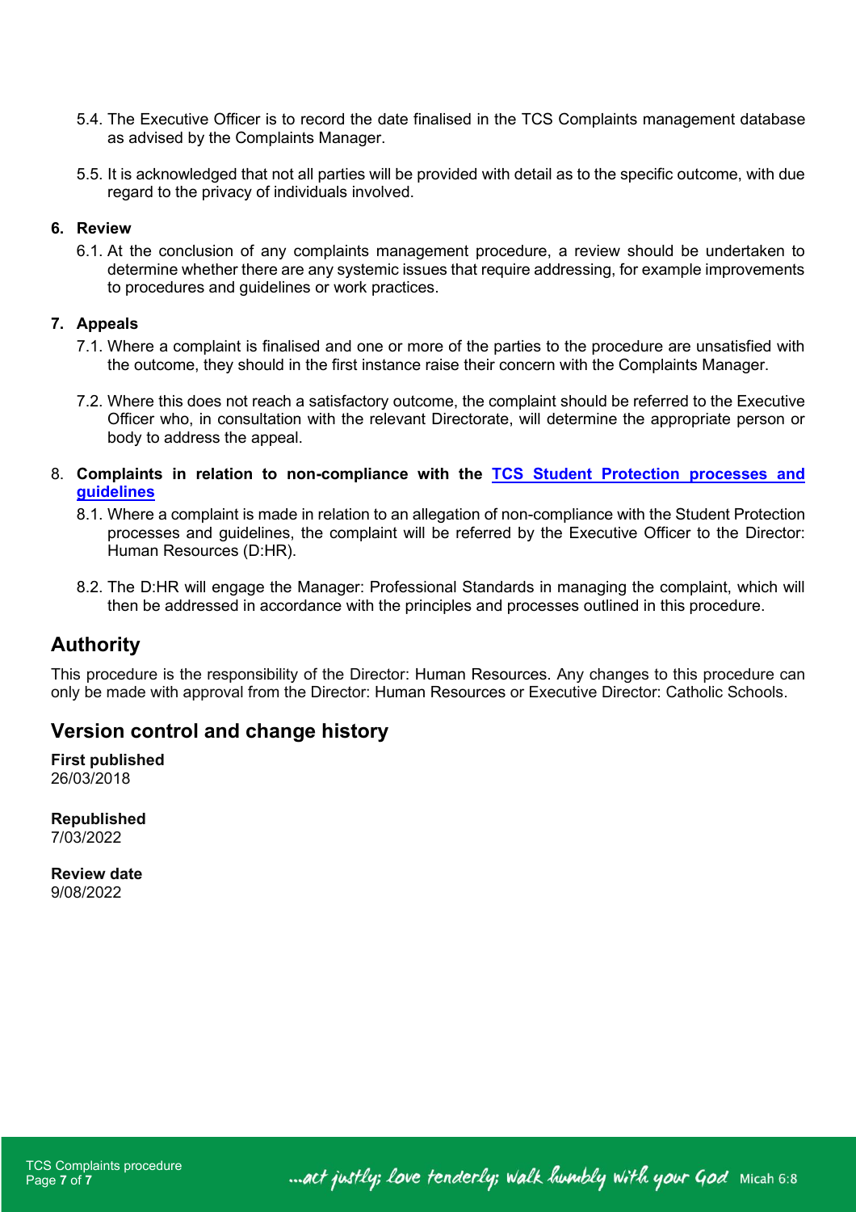5.4. The Executive Officer is to record the date finalised in the TCS Complaints management database as advised by the Complaints Manager.

5.5. It is acknowledged that not all parties will be provided with detail as to the specific outcome, with due regard to the privacy of individuals involved.

**6. Review**

6.1. At the conclusion of any complaints management procedure, a review should be undertaken to determine whether there are any systemic issues that require addressing, for example improvements to procedures and guidelines or work practices.

**7. Appeals**

7.1. Where a complaint is finalised and one or more of the parties to the procedure are unsatisfied with the outcome, they should in the first instance raise their concern with the Complaints Manager.

7.2. Where this does not reach a satisfactory outcome, the complaint should be referred to the Executive Officer who, in consultation with the relevant Directorate, will determine the appropriate person or body to address the appeal.

8. **Complaints in relation to non-compliance with the TCS Student Protection processes and guidelines**

8.1. Where a complaint is made in relation to an allegation of non-compliance with the Student Protection processes and guidelines, the complaint will be referred by the Executive Officer to the Director: Human Resources (D:HR).

8.2. The D:HR will engage the Manager: Professional Standards in managing the complaint, which will then be addressed in accordance with the principles and processes outlined in this procedure.

## Authority

This procedure is the responsibility of the Director: Human Resources. Any changes to this procedure can only be made with approval from the Director: Human Resources or Executive Director: Catholic Schools.

## Version control and change history

**First published**
26/03/2018

**Republished**
7/03/2022

**Review date**
9/08/2022